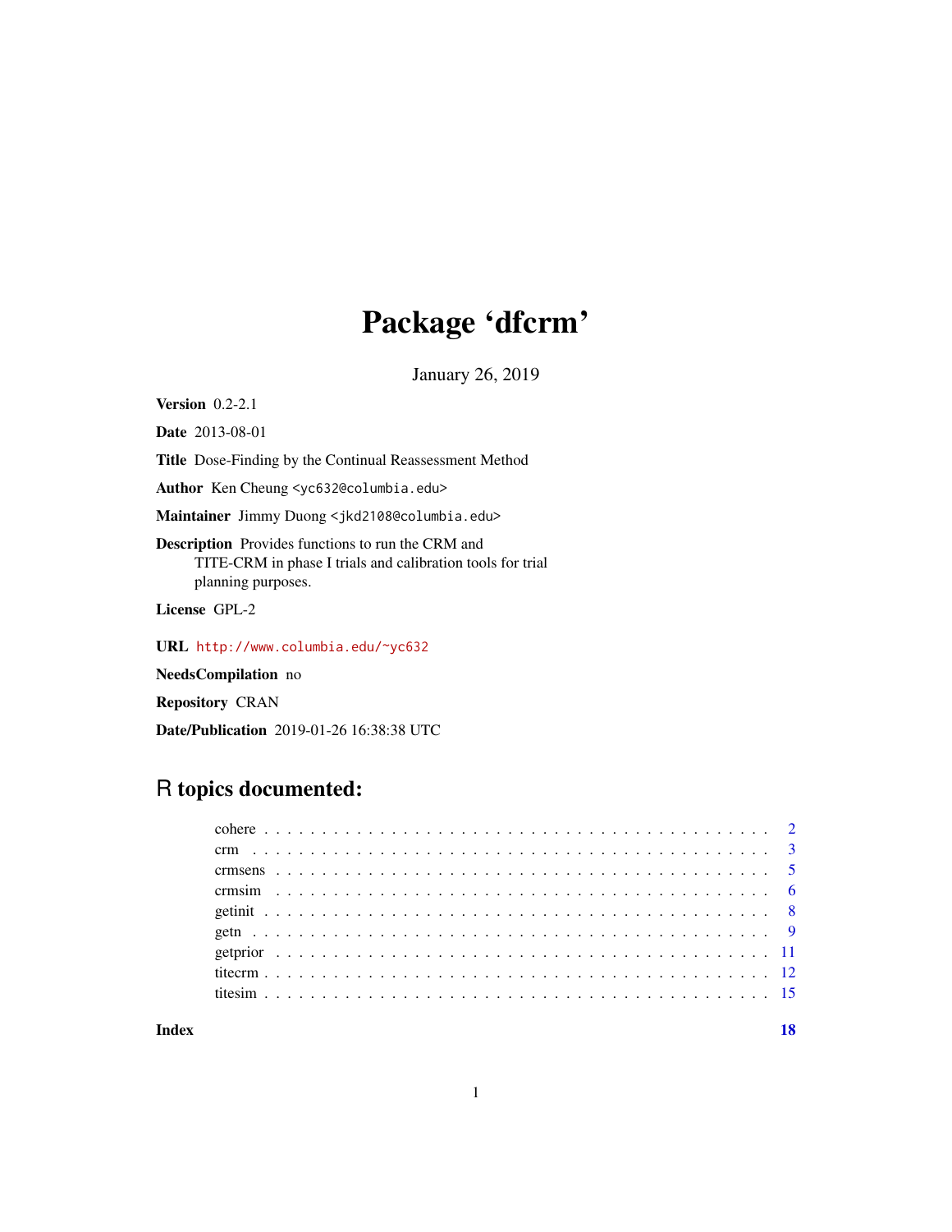# Package 'dfcrm'

January 26, 2019

**Version** 0.2-2.1

**Date** 2013-08-01

**Title** Dose-Finding by the Continual Reassessment Method

**Author** Ken Cheung <yc632@columbia.edu>

**Maintainer** Jimmy Duong <jkd2108@columbia.edu>

**Description** Provides functions to run the CRM and TITE-CRM in phase I trials and calibration tools for trial planning purposes.

**License** GPL-2

**URL** http://www.columbia.edu/~yc632

**NeedsCompilation** no

**Repository** CRAN

**Date/Publication** 2019-01-26 16:38:38 UTC

## R topics documented:

| | |
|---|---|
| cohere | 2 |
| crm | 3 |
| crmsens | 5 |
| crmsim | 6 |
| getinit | 8 |
| getn | 9 |
| getprior | 11 |
| titecrm | 12 |
| titesim | 15 |
| **Index** | **18** |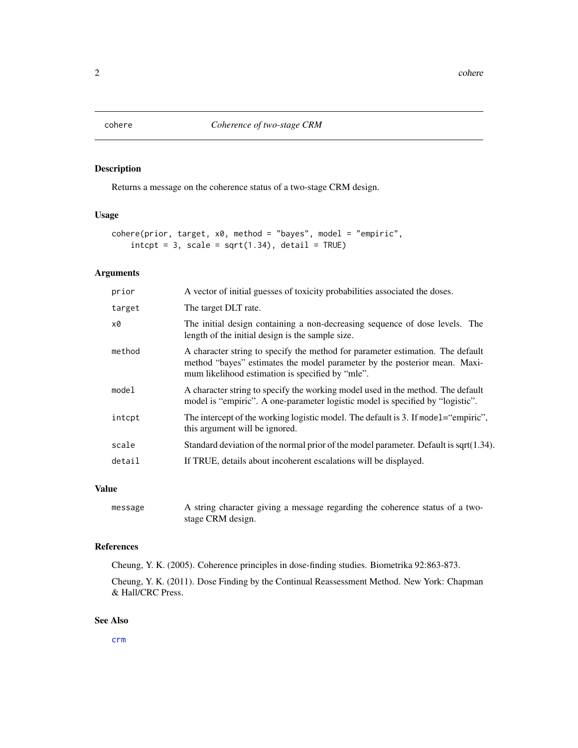# cohere — *Coherence of two-stage CRM*

## Description

Returns a message on the coherence status of a two-stage CRM design.

## Usage

```
cohere(prior, target, x0, method = "bayes", model = "empiric",
    intcpt = 3, scale = sqrt(1.34), detail = TRUE)
```

## Arguments

| | |
|---|---|
| `prior` | A vector of initial guesses of toxicity probabilities associated the doses. |
| `target` | The target DLT rate. |
| `x0` | The initial design containing a non-decreasing sequence of dose levels. The length of the initial design is the sample size. |
| `method` | A character string to specify the method for parameter estimation. The default method "bayes" estimates the model parameter by the posterior mean. Maximum likelihood estimation is specified by "mle". |
| `model` | A character string to specify the working model used in the method. The default model is "empiric". A one-parameter logistic model is specified by "logistic". |
| `intcpt` | The intercept of the working logistic model. The default is 3. If `model`="empiric", this argument will be ignored. |
| `scale` | Standard deviation of the normal prior of the model parameter. Default is sqrt(1.34). |
| `detail` | If TRUE, details about incoherent escalations will be displayed. |

## Value

| | |
|---|---|
| `message` | A string character giving a message regarding the coherence status of a two-stage CRM design. |

## References

Cheung, Y. K. (2005). Coherence principles in dose-finding studies. Biometrika 92:863-873.

Cheung, Y. K. (2011). Dose Finding by the Continual Reassessment Method. New York: Chapman & Hall/CRC Press.

## See Also

`crm`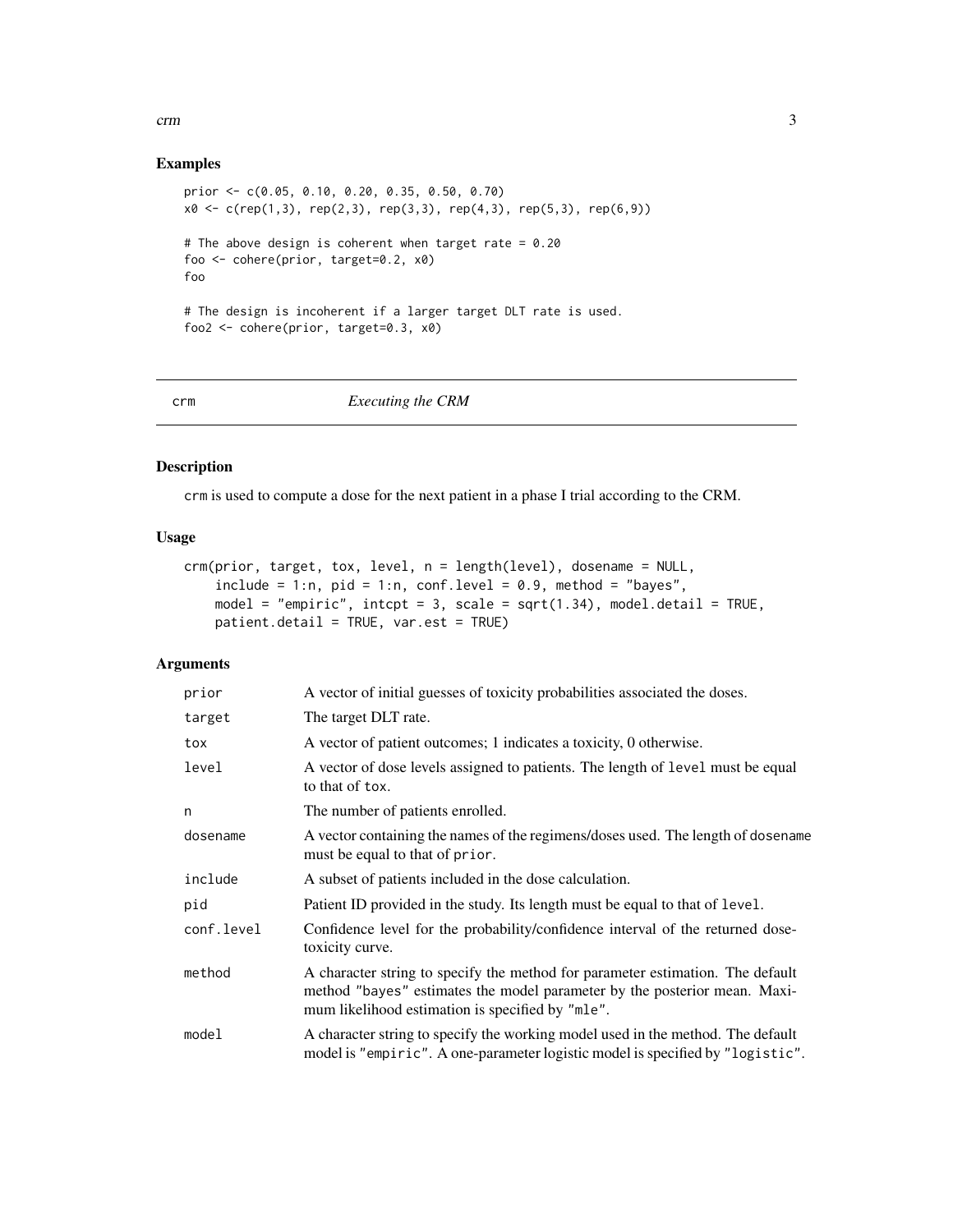## Examples

```
prior <- c(0.05, 0.10, 0.20, 0.35, 0.50, 0.70)
x0 <- c(rep(1,3), rep(2,3), rep(3,3), rep(4,3), rep(5,3), rep(6,9))

# The above design is coherent when target rate = 0.20
foo <- cohere(prior, target=0.2, x0)
foo

# The design is incoherent if a larger target DLT rate is used.
foo2 <- cohere(prior, target=0.3, x0)
```

---

# crm    *Executing the CRM*

---

## Description

crm is used to compute a dose for the next patient in a phase I trial according to the CRM.

## Usage

```
crm(prior, target, tox, level, n = length(level), dosename = NULL,
    include = 1:n, pid = 1:n, conf.level = 0.9, method = "bayes",
    model = "empiric", intcpt = 3, scale = sqrt(1.34), model.detail = TRUE,
    patient.detail = TRUE, var.est = TRUE)
```

## Arguments

| | |
|---|---|
| prior | A vector of initial guesses of toxicity probabilities associated the doses. |
| target | The target DLT rate. |
| tox | A vector of patient outcomes; 1 indicates a toxicity, 0 otherwise. |
| level | A vector of dose levels assigned to patients. The length of level must be equal to that of tox. |
| n | The number of patients enrolled. |
| dosename | A vector containing the names of the regimens/doses used. The length of dosename must be equal to that of prior. |
| include | A subset of patients included in the dose calculation. |
| pid | Patient ID provided in the study. Its length must be equal to that of level. |
| conf.level | Confidence level for the probability/confidence interval of the returned dose-toxicity curve. |
| method | A character string to specify the method for parameter estimation. The default method "bayes" estimates the model parameter by the posterior mean. Maximum likelihood estimation is specified by "mle". |
| model | A character string to specify the working model used in the method. The default model is "empiric". A one-parameter logistic model is specified by "logistic". |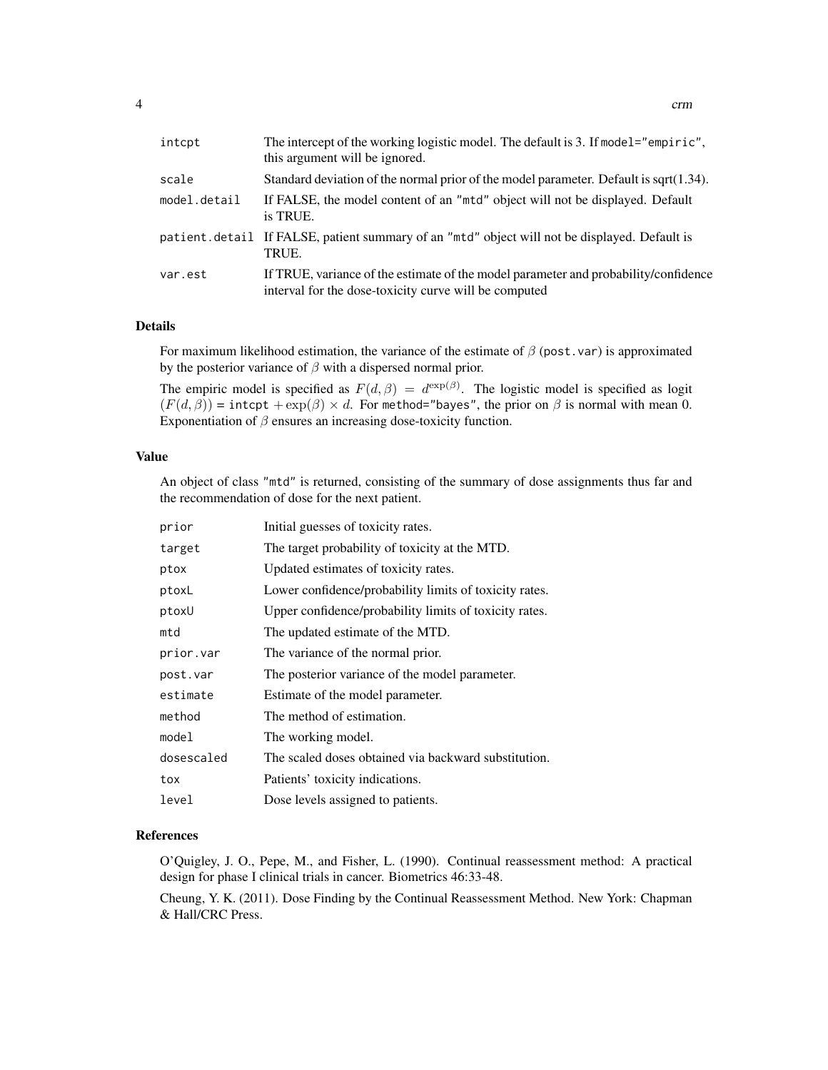| | |
|---|---|
| intcpt | The intercept of the working logistic model. The default is 3. If model="empiric", this argument will be ignored. |
| scale | Standard deviation of the normal prior of the model parameter. Default is sqrt(1.34). |
| model.detail | If FALSE, the model content of an "mtd" object will not be displayed. Default is TRUE. |
| patient.detail | If FALSE, patient summary of an "mtd" object will not be displayed. Default is TRUE. |
| var.est | If TRUE, variance of the estimate of the model parameter and probability/confidence interval for the dose-toxicity curve will be computed |

## Details

For maximum likelihood estimation, the variance of the estimate of $\beta$ (post.var) is approximated by the posterior variance of $\beta$ with a dispersed normal prior.

The empiric model is specified as $F(d, \beta) = d^{\exp(\beta)}$. The logistic model is specified as logit $(F(d, \beta))$ = intcpt $+ \exp(\beta) \times d$. For method="bayes", the prior on $\beta$ is normal with mean 0. Exponentiation of $\beta$ ensures an increasing dose-toxicity function.

## Value

An object of class "mtd" is returned, consisting of the summary of dose assignments thus far and the recommendation of dose for the next patient.

| | |
|---|---|
| prior | Initial guesses of toxicity rates. |
| target | The target probability of toxicity at the MTD. |
| ptox | Updated estimates of toxicity rates. |
| ptoxL | Lower confidence/probability limits of toxicity rates. |
| ptoxU | Upper confidence/probability limits of toxicity rates. |
| mtd | The updated estimate of the MTD. |
| prior.var | The variance of the normal prior. |
| post.var | The posterior variance of the model parameter. |
| estimate | Estimate of the model parameter. |
| method | The method of estimation. |
| model | The working model. |
| dosescaled | The scaled doses obtained via backward substitution. |
| tox | Patients' toxicity indications. |
| level | Dose levels assigned to patients. |

## References

O'Quigley, J. O., Pepe, M., and Fisher, L. (1990). Continual reassessment method: A practical design for phase I clinical trials in cancer. Biometrics 46:33-48.

Cheung, Y. K. (2011). Dose Finding by the Continual Reassessment Method. New York: Chapman & Hall/CRC Press.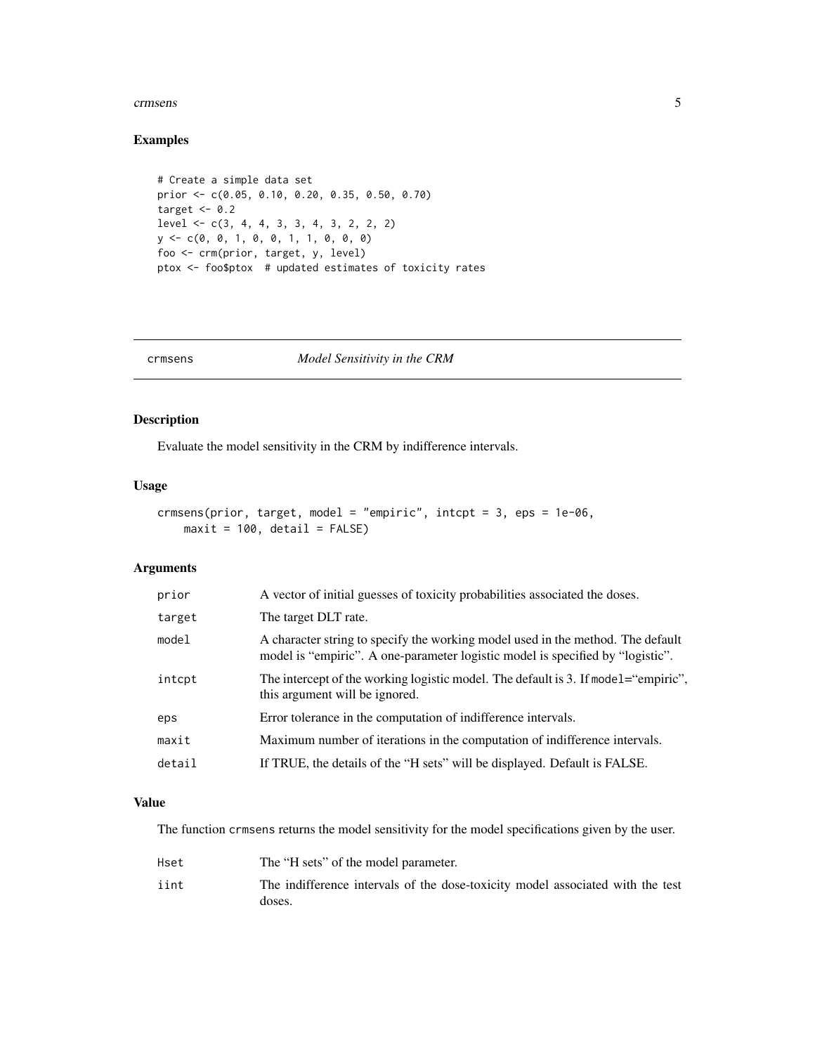### Examples

```
# Create a simple data set
prior <- c(0.05, 0.10, 0.20, 0.35, 0.50, 0.70)
target <- 0.2
level <- c(3, 4, 4, 3, 3, 4, 3, 2, 2, 2)
y <- c(0, 0, 1, 0, 0, 1, 1, 0, 0, 0)
foo <- crm(prior, target, y, level)
ptox <- foo$ptox  # updated estimates of toxicity rates
```

---

## crmsens — *Model Sensitivity in the CRM*

---

### Description

Evaluate the model sensitivity in the CRM by indifference intervals.

### Usage

```
crmsens(prior, target, model = "empiric", intcpt = 3, eps = 1e-06,
    maxit = 100, detail = FALSE)
```

### Arguments

| | |
|---|---|
| prior | A vector of initial guesses of toxicity probabilities associated the doses. |
| target | The target DLT rate. |
| model | A character string to specify the working model used in the method. The default model is "empiric". A one-parameter logistic model is specified by "logistic". |
| intcpt | The intercept of the working logistic model. The default is 3. If model="empiric", this argument will be ignored. |
| eps | Error tolerance in the computation of indifference intervals. |
| maxit | Maximum number of iterations in the computation of indifference intervals. |
| detail | If TRUE, the details of the "H sets" will be displayed. Default is FALSE. |

### Value

The function crmsens returns the model sensitivity for the model specifications given by the user.

| | |
|---|---|
| Hset | The "H sets" of the model parameter. |
| iint | The indifference intervals of the dose-toxicity model associated with the test doses. |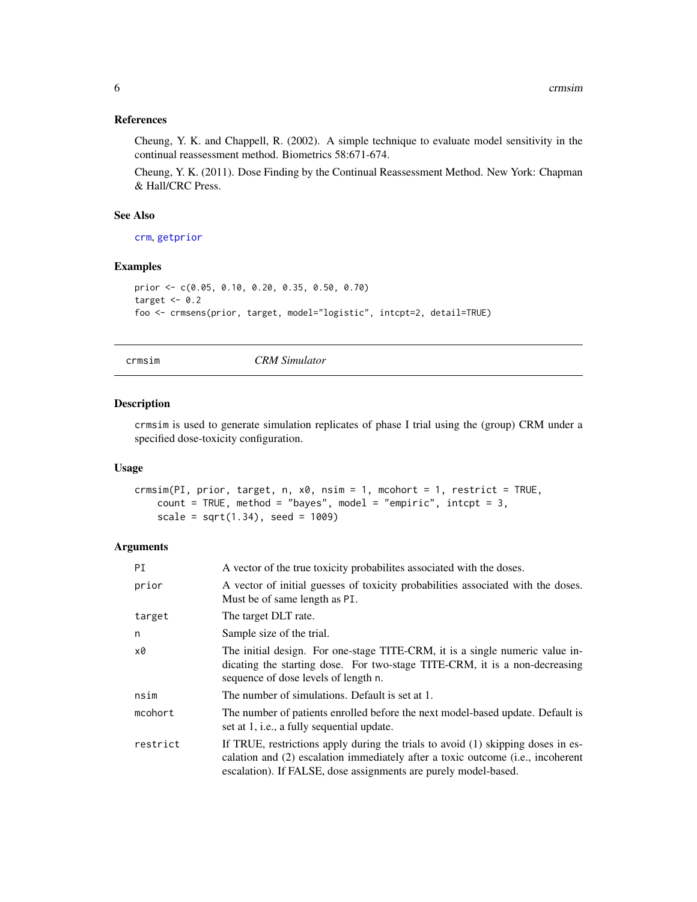### References

Cheung, Y. K. and Chappell, R. (2002). A simple technique to evaluate model sensitivity in the continual reassessment method. Biometrics 58:671-674.

Cheung, Y. K. (2011). Dose Finding by the Continual Reassessment Method. New York: Chapman & Hall/CRC Press.

### See Also

crm, getprior

### Examples

```
prior <- c(0.05, 0.10, 0.20, 0.35, 0.50, 0.70)
target <- 0.2
foo <- crmsens(prior, target, model="logistic", intcpt=2, detail=TRUE)
```

---

## crmsim — *CRM Simulator*

### Description

crmsim is used to generate simulation replicates of phase I trial using the (group) CRM under a specified dose-toxicity configuration.

### Usage

```
crmsim(PI, prior, target, n, x0, nsim = 1, mcohort = 1, restrict = TRUE,
    count = TRUE, method = "bayes", model = "empiric", intcpt = 3,
    scale = sqrt(1.34), seed = 1009)
```

### Arguments

| | |
|---|---|
| PI | A vector of the true toxicity probabilites associated with the doses. |
| prior | A vector of initial guesses of toxicity probabilities associated with the doses. Must be of same length as PI. |
| target | The target DLT rate. |
| n | Sample size of the trial. |
| x0 | The initial design. For one-stage TITE-CRM, it is a single numeric value indicating the starting dose. For two-stage TITE-CRM, it is a non-decreasing sequence of dose levels of length n. |
| nsim | The number of simulations. Default is set at 1. |
| mcohort | The number of patients enrolled before the next model-based update. Default is set at 1, i.e., a fully sequential update. |
| restrict | If TRUE, restrictions apply during the trials to avoid (1) skipping doses in escalation and (2) escalation immediately after a toxic outcome (i.e., incoherent escalation). If FALSE, dose assignments are purely model-based. |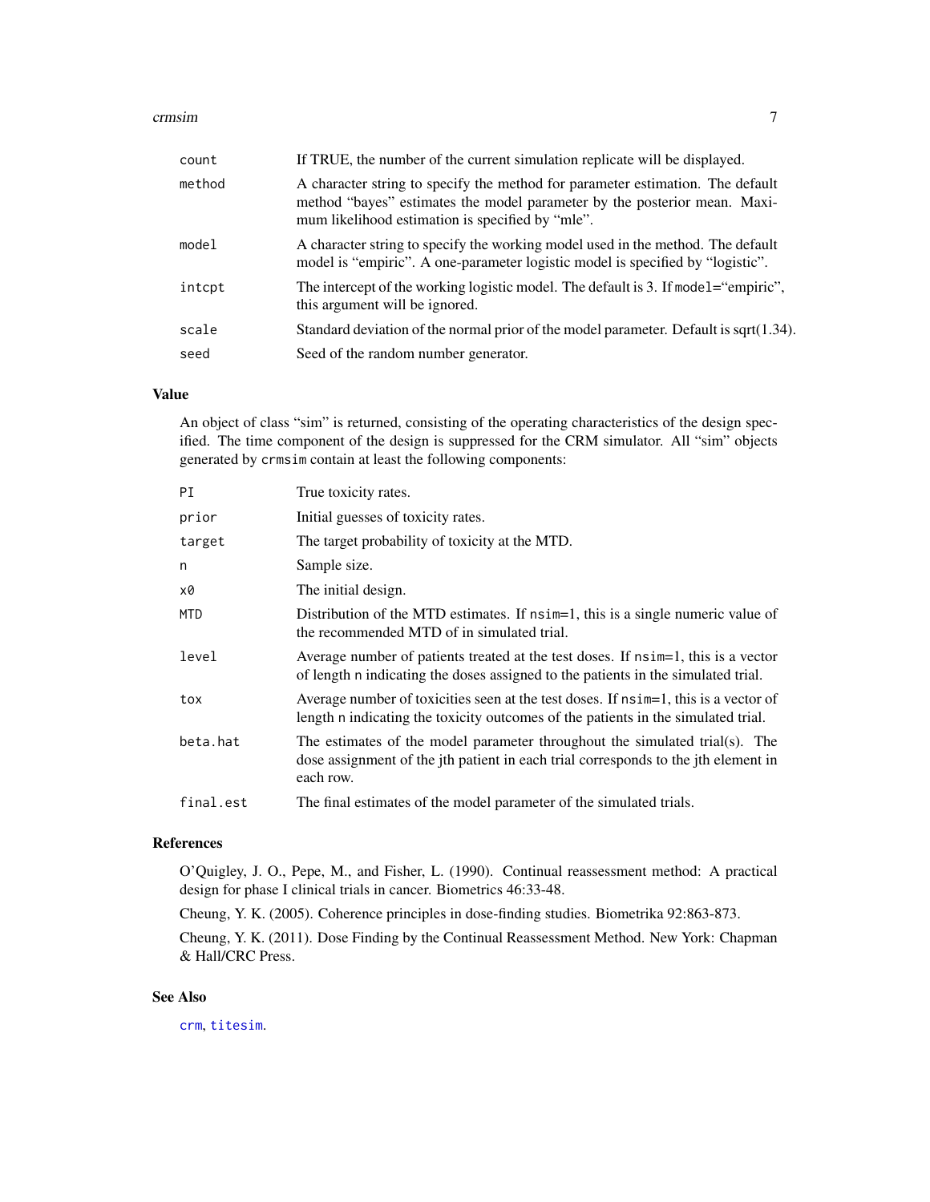| | |
|---|---|
| `count` | If TRUE, the number of the current simulation replicate will be displayed. |
| `method` | A character string to specify the method for parameter estimation. The default method "bayes" estimates the model parameter by the posterior mean. Maximum likelihood estimation is specified by "mle". |
| `model` | A character string to specify the working model used in the method. The default model is "empiric". A one-parameter logistic model is specified by "logistic". |
| `intcpt` | The intercept of the working logistic model. The default is 3. If `model`="empiric", this argument will be ignored. |
| `scale` | Standard deviation of the normal prior of the model parameter. Default is sqrt(1.34). |
| `seed` | Seed of the random number generator. |

## Value

An object of class "sim" is returned, consisting of the operating characteristics of the design specified. The time component of the design is suppressed for the CRM simulator. All "sim" objects generated by `crmsim` contain at least the following components:

| | |
|---|---|
| `PI` | True toxicity rates. |
| `prior` | Initial guesses of toxicity rates. |
| `target` | The target probability of toxicity at the MTD. |
| `n` | Sample size. |
| `x0` | The initial design. |
| `MTD` | Distribution of the MTD estimates. If `nsim`=1, this is a single numeric value of the recommended MTD of in simulated trial. |
| `level` | Average number of patients treated at the test doses. If `nsim`=1, this is a vector of length `n` indicating the doses assigned to the patients in the simulated trial. |
| `tox` | Average number of toxicities seen at the test doses. If `nsim`=1, this is a vector of length `n` indicating the toxicity outcomes of the patients in the simulated trial. |
| `beta.hat` | The estimates of the model parameter throughout the simulated trial(s). The dose assignment of the jth patient in each trial corresponds to the jth element in each row. |
| `final.est` | The final estimates of the model parameter of the simulated trials. |

## References

O'Quigley, J. O., Pepe, M., and Fisher, L. (1990). Continual reassessment method: A practical design for phase I clinical trials in cancer. Biometrics 46:33-48.

Cheung, Y. K. (2005). Coherence principles in dose-finding studies. Biometrika 92:863-873.

Cheung, Y. K. (2011). Dose Finding by the Continual Reassessment Method. New York: Chapman & Hall/CRC Press.

## See Also

`crm`, `titesim`.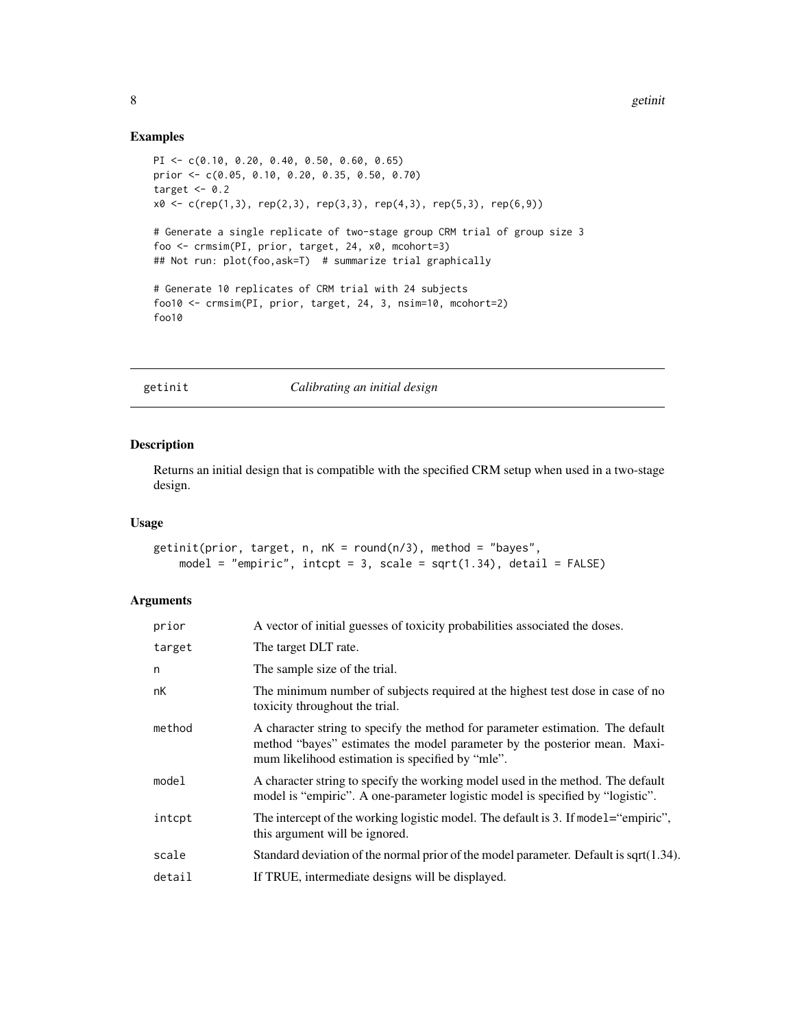## Examples

```
PI <- c(0.10, 0.20, 0.40, 0.50, 0.60, 0.65)
prior <- c(0.05, 0.10, 0.20, 0.35, 0.50, 0.70)
target <- 0.2
x0 <- c(rep(1,3), rep(2,3), rep(3,3), rep(4,3), rep(5,3), rep(6,9))

# Generate a single replicate of two-stage group CRM trial of group size 3
foo <- crmsim(PI, prior, target, 24, x0, mcohort=3)
## Not run: plot(foo,ask=T)  # summarize trial graphically

# Generate 10 replicates of CRM trial with 24 subjects
foo10 <- crmsim(PI, prior, target, 24, 3, nsim=10, mcohort=2)
foo10
```

---

# getinit — *Calibrating an initial design*

## Description

Returns an initial design that is compatible with the specified CRM setup when used in a two-stage design.

## Usage

```
getinit(prior, target, n, nK = round(n/3), method = "bayes",
    model = "empiric", intcpt = 3, scale = sqrt(1.34), detail = FALSE)
```

## Arguments

| | |
|---|---|
| prior | A vector of initial guesses of toxicity probabilities associated the doses. |
| target | The target DLT rate. |
| n | The sample size of the trial. |
| nK | The minimum number of subjects required at the highest test dose in case of no toxicity throughout the trial. |
| method | A character string to specify the method for parameter estimation. The default method "bayes" estimates the model parameter by the posterior mean. Maximum likelihood estimation is specified by "mle". |
| model | A character string to specify the working model used in the method. The default model is "empiric". A one-parameter logistic model is specified by "logistic". |
| intcpt | The intercept of the working logistic model. The default is 3. If model="empiric", this argument will be ignored. |
| scale | Standard deviation of the normal prior of the model parameter. Default is sqrt(1.34). |
| detail | If TRUE, intermediate designs will be displayed. |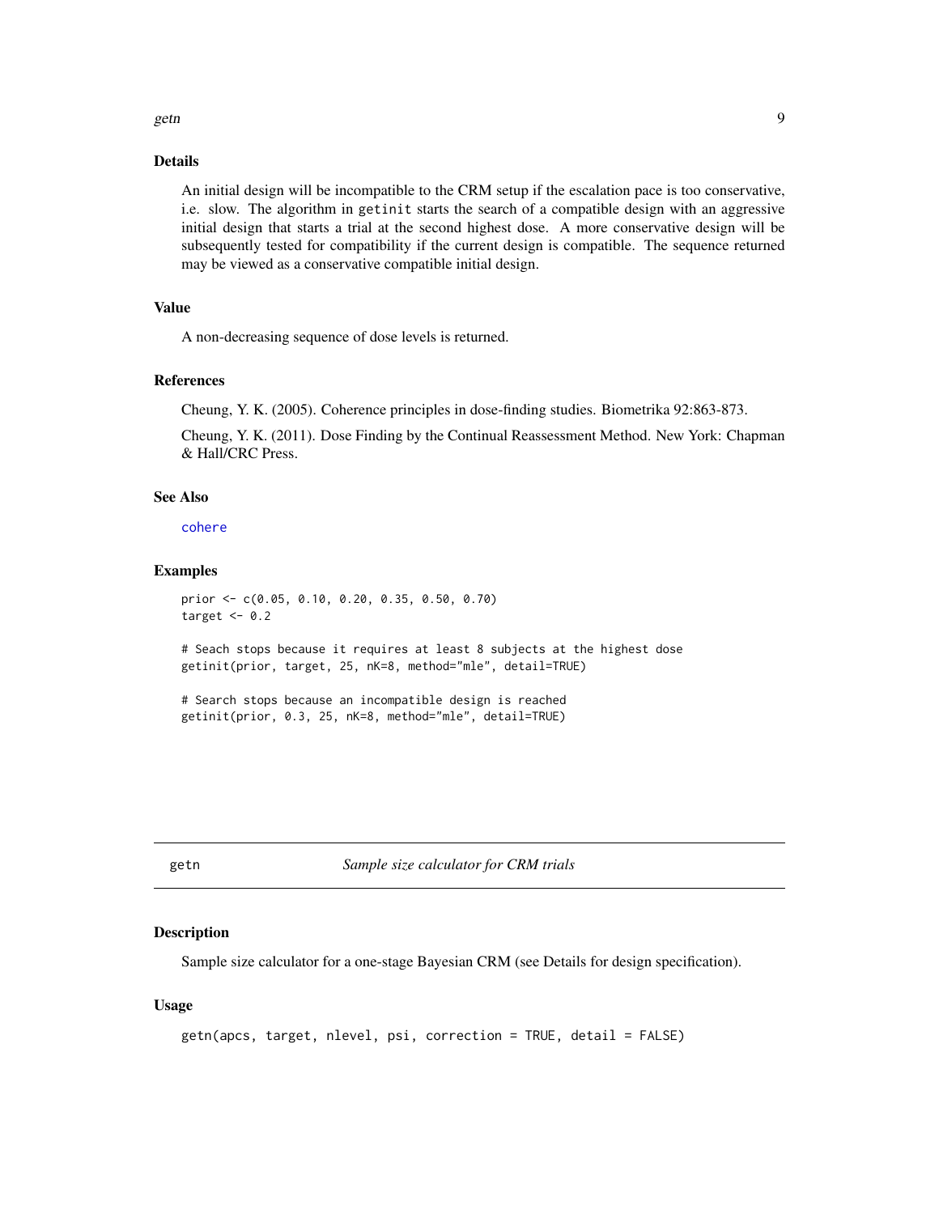### Details

An initial design will be incompatible to the CRM setup if the escalation pace is too conservative, i.e. slow. The algorithm in `getinit` starts the search of a compatible design with an aggressive initial design that starts a trial at the second highest dose. A more conservative design will be subsequently tested for compatibility if the current design is compatible. The sequence returned may be viewed as a conservative compatible initial design.

### Value

A non-decreasing sequence of dose levels is returned.

### References

Cheung, Y. K. (2005). Coherence principles in dose-finding studies. Biometrika 92:863-873.

Cheung, Y. K. (2011). Dose Finding by the Continual Reassessment Method. New York: Chapman & Hall/CRC Press.

### See Also

`cohere`

### Examples

```
prior <- c(0.05, 0.10, 0.20, 0.35, 0.50, 0.70)
target <- 0.2

# Seach stops because it requires at least 8 subjects at the highest dose
getinit(prior, target, 25, nK=8, method="mle", detail=TRUE)

# Search stops because an incompatible design is reached
getinit(prior, 0.3, 25, nK=8, method="mle", detail=TRUE)
```

---

## getn — *Sample size calculator for CRM trials*

### Description

Sample size calculator for a one-stage Bayesian CRM (see Details for design specification).

### Usage

```
getn(apcs, target, nlevel, psi, correction = TRUE, detail = FALSE)
```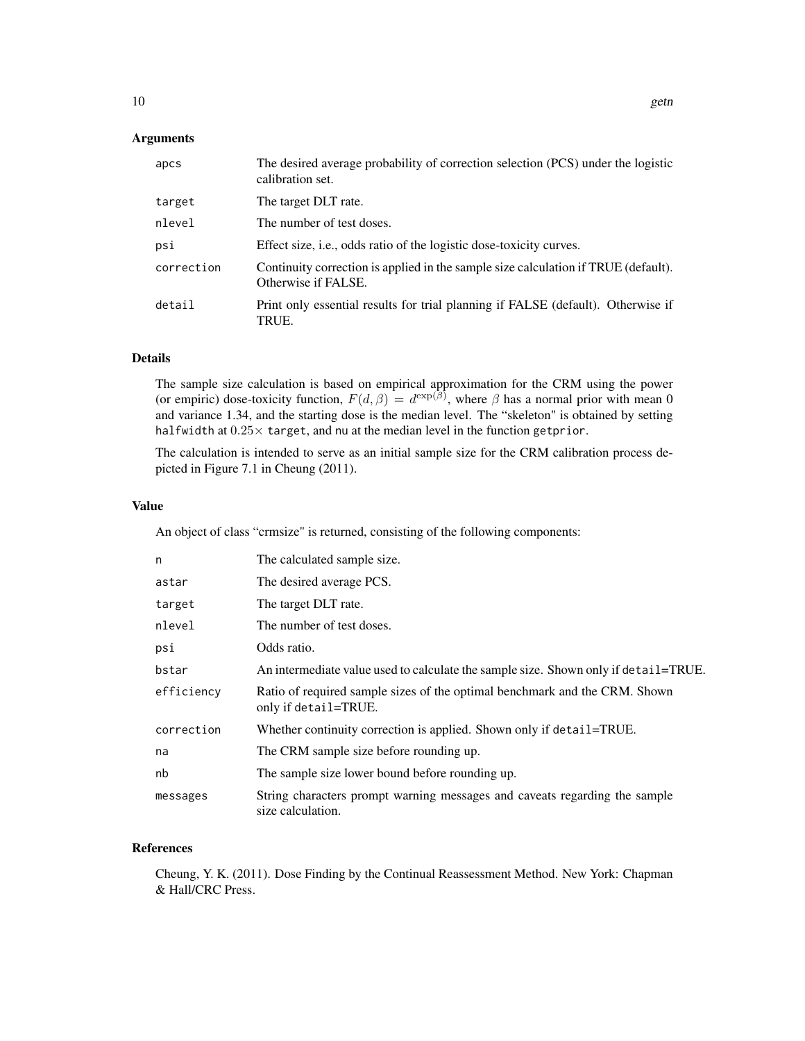### Arguments

| | |
|---|---|
| apcs | The desired average probability of correction selection (PCS) under the logistic calibration set. |
| target | The target DLT rate. |
| nlevel | The number of test doses. |
| psi | Effect size, i.e., odds ratio of the logistic dose-toxicity curves. |
| correction | Continuity correction is applied in the sample size calculation if TRUE (default). Otherwise if FALSE. |
| detail | Print only essential results for trial planning if FALSE (default). Otherwise if TRUE. |

### Details

The sample size calculation is based on empirical approximation for the CRM using the power (or empiric) dose-toxicity function, $F(d, \beta) = d^{\exp(\beta)}$, where $\beta$ has a normal prior with mean 0 and variance 1.34, and the starting dose is the median level. The "skeleton" is obtained by setting halfwidth at $0.25\times$ target, and nu at the median level in the function getprior.

The calculation is intended to serve as an initial sample size for the CRM calibration process depicted in Figure 7.1 in Cheung (2011).

### Value

An object of class "crmsize" is returned, consisting of the following components:

| | |
|---|---|
| n | The calculated sample size. |
| astar | The desired average PCS. |
| target | The target DLT rate. |
| nlevel | The number of test doses. |
| psi | Odds ratio. |
| bstar | An intermediate value used to calculate the sample size. Shown only if detail=TRUE. |
| efficiency | Ratio of required sample sizes of the optimal benchmark and the CRM. Shown only if detail=TRUE. |
| correction | Whether continuity correction is applied. Shown only if detail=TRUE. |
| na | The CRM sample size before rounding up. |
| nb | The sample size lower bound before rounding up. |
| messages | String characters prompt warning messages and caveats regarding the sample size calculation. |

### References

Cheung, Y. K. (2011). Dose Finding by the Continual Reassessment Method. New York: Chapman & Hall/CRC Press.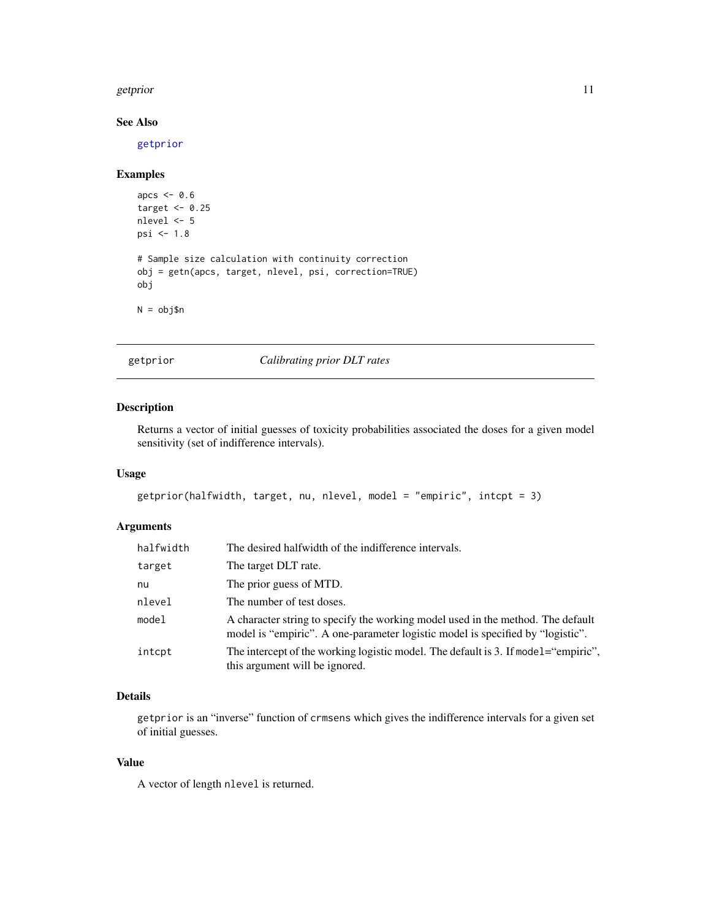### See Also

getprior

### Examples

```
apcs <- 0.6
target <- 0.25
nlevel <- 5
psi <- 1.8

# Sample size calculation with continuity correction
obj = getn(apcs, target, nlevel, psi, correction=TRUE)
obj

N = obj$n
```

---

## getprior — *Calibrating prior DLT rates*

### Description

Returns a vector of initial guesses of toxicity probabilities associated the doses for a given model sensitivity (set of indifference intervals).

### Usage

```
getprior(halfwidth, target, nu, nlevel, model = "empiric", intcpt = 3)
```

### Arguments

| | |
|---|---|
| `halfwidth` | The desired halfwidth of the indifference intervals. |
| `target` | The target DLT rate. |
| `nu` | The prior guess of MTD. |
| `nlevel` | The number of test doses. |
| `model` | A character string to specify the working model used in the method. The default model is "empiric". A one-parameter logistic model is specified by "logistic". |
| `intcpt` | The intercept of the working logistic model. The default is 3. If `model`="empiric", this argument will be ignored. |

### Details

`getprior` is an "inverse" function of `crmsens` which gives the indifference intervals for a given set of initial guesses.

### Value

A vector of length `nlevel` is returned.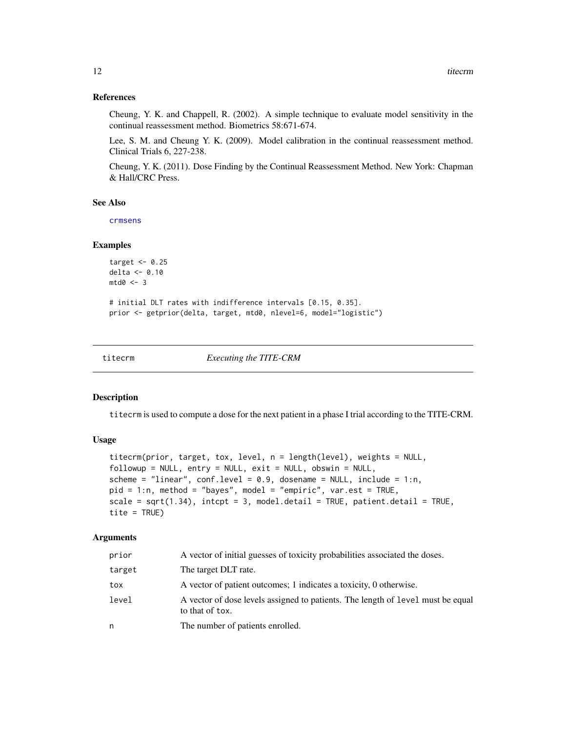### References

Cheung, Y. K. and Chappell, R. (2002). A simple technique to evaluate model sensitivity in the continual reassessment method. Biometrics 58:671-674.

Lee, S. M. and Cheung Y. K. (2009). Model calibration in the continual reassessment method. Clinical Trials 6, 227-238.

Cheung, Y. K. (2011). Dose Finding by the Continual Reassessment Method. New York: Chapman & Hall/CRC Press.

### See Also

crmsens

### Examples

```
target <- 0.25
delta <- 0.10
mtd0 <- 3

# initial DLT rates with indifference intervals [0.15, 0.35].
prior <- getprior(delta, target, mtd0, nlevel=6, model="logistic")
```

---

## titecrm — *Executing the TITE-CRM*

### Description

titecrm is used to compute a dose for the next patient in a phase I trial according to the TITE-CRM.

### Usage

```
titecrm(prior, target, tox, level, n = length(level), weights = NULL,
followup = NULL, entry = NULL, exit = NULL, obswin = NULL,
scheme = "linear", conf.level = 0.9, dosename = NULL, include = 1:n,
pid = 1:n, method = "bayes", model = "empiric", var.est = TRUE,
scale = sqrt(1.34), intcpt = 3, model.detail = TRUE, patient.detail = TRUE,
tite = TRUE)
```

### Arguments

| | |
|---|---|
| prior | A vector of initial guesses of toxicity probabilities associated the doses. |
| target | The target DLT rate. |
| tox | A vector of patient outcomes; 1 indicates a toxicity, 0 otherwise. |
| level | A vector of dose levels assigned to patients. The length of level must be equal to that of tox. |
| n | The number of patients enrolled. |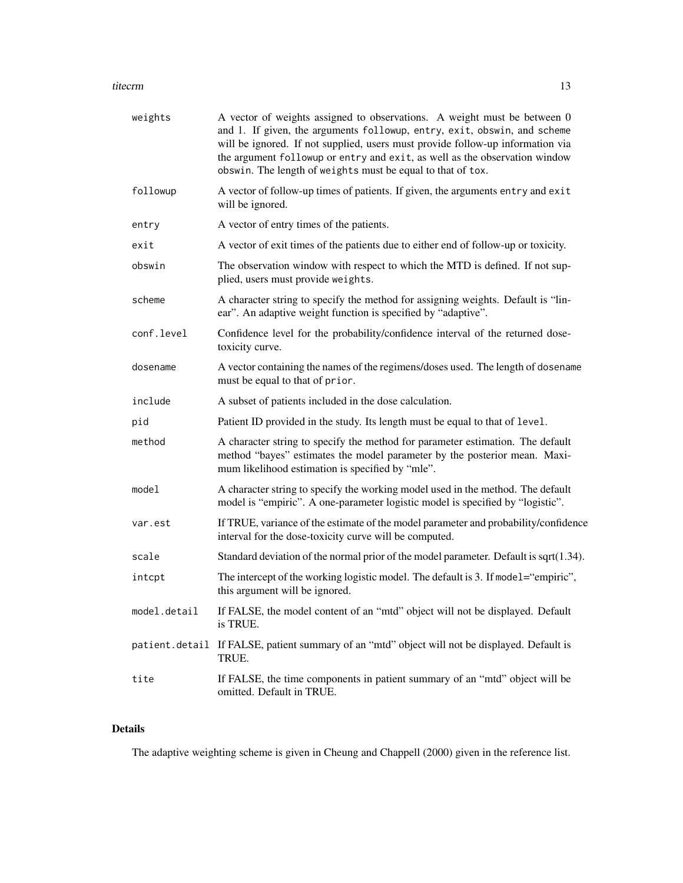| | |
|---|---|
| `weights` | A vector of weights assigned to observations. A weight must be between 0 and 1. If given, the arguments `followup`, `entry`, `exit`, `obswin`, and `scheme` will be ignored. If not supplied, users must provide follow-up information via the argument `followup` or `entry` and `exit`, as well as the observation window `obswin`. The length of `weights` must be equal to that of `tox`. |
| `followup` | A vector of follow-up times of patients. If given, the arguments `entry` and `exit` will be ignored. |
| `entry` | A vector of entry times of the patients. |
| `exit` | A vector of exit times of the patients due to either end of follow-up or toxicity. |
| `obswin` | The observation window with respect to which the MTD is defined. If not supplied, users must provide `weights`. |
| `scheme` | A character string to specify the method for assigning weights. Default is "linear". An adaptive weight function is specified by "adaptive". |
| `conf.level` | Confidence level for the probability/confidence interval of the returned dose-toxicity curve. |
| `dosename` | A vector containing the names of the regimens/doses used. The length of `dosename` must be equal to that of `prior`. |
| `include` | A subset of patients included in the dose calculation. |
| `pid` | Patient ID provided in the study. Its length must be equal to that of `level`. |
| `method` | A character string to specify the method for parameter estimation. The default method "bayes" estimates the model parameter by the posterior mean. Maximum likelihood estimation is specified by "mle". |
| `model` | A character string to specify the working model used in the method. The default model is "empiric". A one-parameter logistic model is specified by "logistic". |
| `var.est` | If TRUE, variance of the estimate of the model parameter and probability/confidence interval for the dose-toxicity curve will be computed. |
| `scale` | Standard deviation of the normal prior of the model parameter. Default is sqrt(1.34). |
| `intcpt` | The intercept of the working logistic model. The default is 3. If `model`="empiric", this argument will be ignored. |
| `model.detail` | If FALSE, the model content of an "mtd" object will not be displayed. Default is TRUE. |
| `patient.detail` | If FALSE, patient summary of an "mtd" object will not be displayed. Default is TRUE. |
| `tite` | If FALSE, the time components in patient summary of an "mtd" object will be omitted. Default in TRUE. |

## Details

The adaptive weighting scheme is given in Cheung and Chappell (2000) given in the reference list.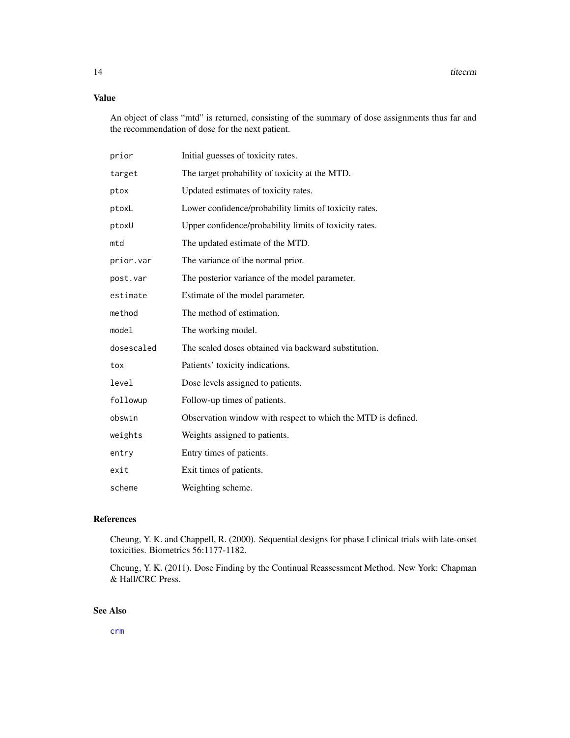## Value

An object of class "mtd" is returned, consisting of the summary of dose assignments thus far and the recommendation of dose for the next patient.

| | |
|---|---|
| `prior` | Initial guesses of toxicity rates. |
| `target` | The target probability of toxicity at the MTD. |
| `ptox` | Updated estimates of toxicity rates. |
| `ptoxL` | Lower confidence/probability limits of toxicity rates. |
| `ptoxU` | Upper confidence/probability limits of toxicity rates. |
| `mtd` | The updated estimate of the MTD. |
| `prior.var` | The variance of the normal prior. |
| `post.var` | The posterior variance of the model parameter. |
| `estimate` | Estimate of the model parameter. |
| `method` | The method of estimation. |
| `model` | The working model. |
| `dosescaled` | The scaled doses obtained via backward substitution. |
| `tox` | Patients' toxicity indications. |
| `level` | Dose levels assigned to patients. |
| `followup` | Follow-up times of patients. |
| `obswin` | Observation window with respect to which the MTD is defined. |
| `weights` | Weights assigned to patients. |
| `entry` | Entry times of patients. |
| `exit` | Exit times of patients. |
| `scheme` | Weighting scheme. |

## References

Cheung, Y. K. and Chappell, R. (2000). Sequential designs for phase I clinical trials with late-onset toxicities. Biometrics 56:1177-1182.

Cheung, Y. K. (2011). Dose Finding by the Continual Reassessment Method. New York: Chapman & Hall/CRC Press.

## See Also

crm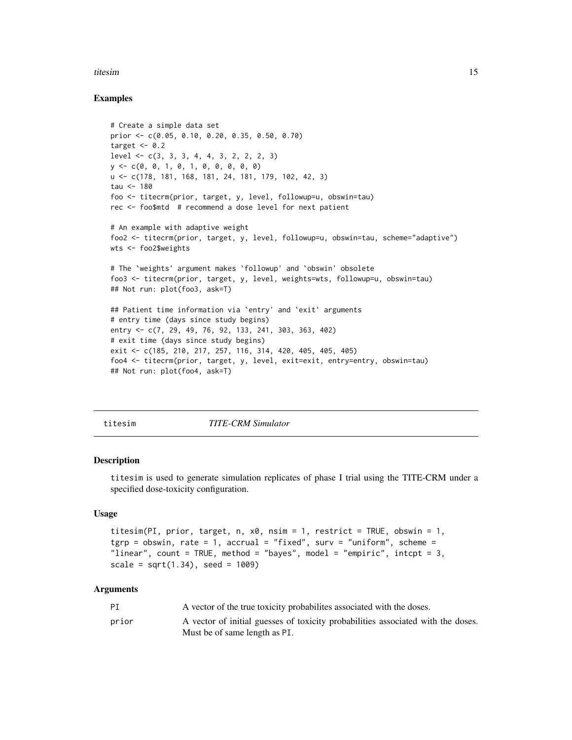### Examples

```
# Create a simple data set
prior <- c(0.05, 0.10, 0.20, 0.35, 0.50, 0.70)
target <- 0.2
level <- c(3, 3, 3, 4, 4, 3, 2, 2, 2, 3)
y <- c(0, 0, 1, 0, 1, 0, 0, 0, 0, 0)
u <- c(178, 181, 168, 181, 24, 181, 179, 102, 42, 3)
tau <- 180
foo <- titecrm(prior, target, y, level, followup=u, obswin=tau)
rec <- foo$mtd  # recommend a dose level for next patient

# An example with adaptive weight
foo2 <- titecrm(prior, target, y, level, followup=u, obswin=tau, scheme="adaptive")
wts <- foo2$weights

# The `weights' argument makes `followup' and `obswin' obsolete
foo3 <- titecrm(prior, target, y, level, weights=wts, followup=u, obswin=tau)
## Not run: plot(foo3, ask=T)

## Patient time information via `entry' and `exit' arguments
# entry time (days since study begins)
entry <- c(7, 29, 49, 76, 92, 133, 241, 303, 363, 402)
# exit time (days since study begins)
exit <- c(185, 210, 217, 257, 116, 314, 420, 405, 405, 405)
foo4 <- titecrm(prior, target, y, level, exit=exit, entry=entry, obswin=tau)
## Not run: plot(foo4, ask=T)
```

---

## titesim — *TITE-CRM Simulator*

### Description

titesim is used to generate simulation replicates of phase I trial using the TITE-CRM under a specified dose-toxicity configuration.

### Usage

```
titesim(PI, prior, target, n, x0, nsim = 1, restrict = TRUE, obswin = 1,
tgrp = obswin, rate = 1, accrual = "fixed", surv = "uniform", scheme =
"linear", count = TRUE, method = "bayes", model = "empiric", intcpt = 3,
scale = sqrt(1.34), seed = 1009)
```

### Arguments

| | |
|---|---|
| PI | A vector of the true toxicity probabilites associated with the doses. |
| prior | A vector of initial guesses of toxicity probabilities associated with the doses. Must be of same length as PI. |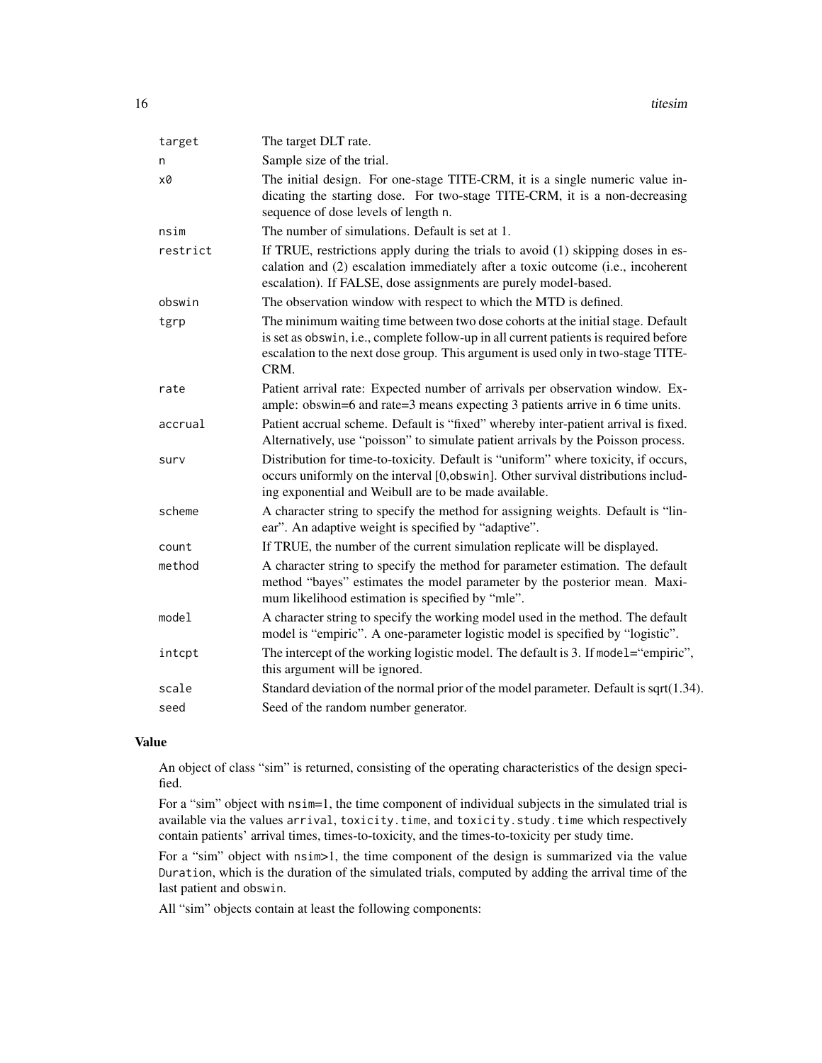| | |
|---|---|
| `target` | The target DLT rate. |
| `n` | Sample size of the trial. |
| `x0` | The initial design. For one-stage TITE-CRM, it is a single numeric value indicating the starting dose. For two-stage TITE-CRM, it is a non-decreasing sequence of dose levels of length `n`. |
| `nsim` | The number of simulations. Default is set at 1. |
| `restrict` | If TRUE, restrictions apply during the trials to avoid (1) skipping doses in escalation and (2) escalation immediately after a toxic outcome (i.e., incoherent escalation). If FALSE, dose assignments are purely model-based. |
| `obswin` | The observation window with respect to which the MTD is defined. |
| `tgrp` | The minimum waiting time between two dose cohorts at the initial stage. Default is set as `obswin`, i.e., complete follow-up in all current patients is required before escalation to the next dose group. This argument is used only in two-stage TITE-CRM. |
| `rate` | Patient arrival rate: Expected number of arrivals per observation window. Example: obswin=6 and rate=3 means expecting 3 patients arrive in 6 time units. |
| `accrual` | Patient accrual scheme. Default is "fixed" whereby inter-patient arrival is fixed. Alternatively, use "poisson" to simulate patient arrivals by the Poisson process. |
| `surv` | Distribution for time-to-toxicity. Default is "uniform" where toxicity, if occurs, occurs uniformly on the interval [0,`obswin`]. Other survival distributions including exponential and Weibull are to be made available. |
| `scheme` | A character string to specify the method for assigning weights. Default is "linear". An adaptive weight is specified by "adaptive". |
| `count` | If TRUE, the number of the current simulation replicate will be displayed. |
| `method` | A character string to specify the method for parameter estimation. The default method "bayes" estimates the model parameter by the posterior mean. Maximum likelihood estimation is specified by "mle". |
| `model` | A character string to specify the working model used in the method. The default model is "empiric". A one-parameter logistic model is specified by "logistic". |
| `intcpt` | The intercept of the working logistic model. The default is 3. If `model`="empiric", this argument will be ignored. |
| `scale` | Standard deviation of the normal prior of the model parameter. Default is sqrt(1.34). |
| `seed` | Seed of the random number generator. |

## Value

An object of class "sim" is returned, consisting of the operating characteristics of the design specified.

For a "sim" object with `nsim=1`, the time component of individual subjects in the simulated trial is available via the values `arrival`, `toxicity.time`, and `toxicity.study.time` which respectively contain patients' arrival times, times-to-toxicity, and the times-to-toxicity per study time.

For a "sim" object with `nsim>1`, the time component of the design is summarized via the value `Duration`, which is the duration of the simulated trials, computed by adding the arrival time of the last patient and `obswin`.

All "sim" objects contain at least the following components: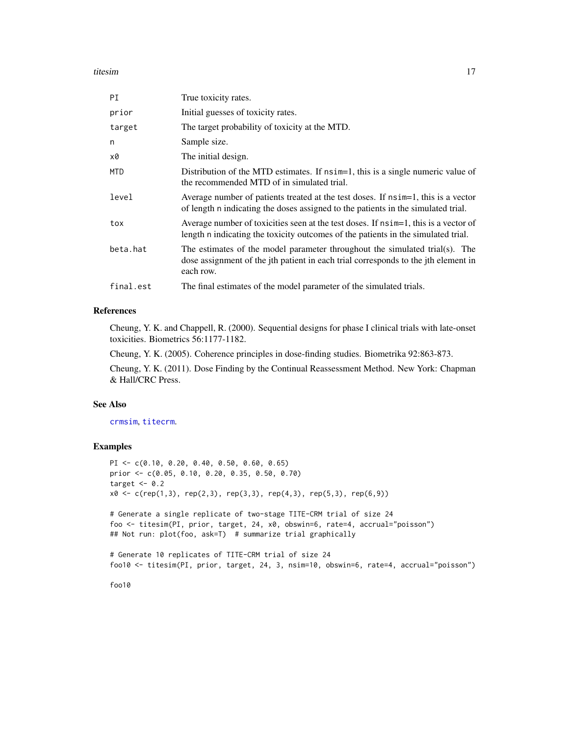| | |
|---|---|
| PI | True toxicity rates. |
| prior | Initial guesses of toxicity rates. |
| target | The target probability of toxicity at the MTD. |
| n | Sample size. |
| x0 | The initial design. |
| MTD | Distribution of the MTD estimates. If nsim=1, this is a single numeric value of the recommended MTD of in simulated trial. |
| level | Average number of patients treated at the test doses. If nsim=1, this is a vector of length n indicating the doses assigned to the patients in the simulated trial. |
| tox | Average number of toxicities seen at the test doses. If nsim=1, this is a vector of length n indicating the toxicity outcomes of the patients in the simulated trial. |
| beta.hat | The estimates of the model parameter throughout the simulated trial(s). The dose assignment of the jth patient in each trial corresponds to the jth element in each row. |
| final.est | The final estimates of the model parameter of the simulated trials. |

## References

Cheung, Y. K. and Chappell, R. (2000). Sequential designs for phase I clinical trials with late-onset toxicities. Biometrics 56:1177-1182.

Cheung, Y. K. (2005). Coherence principles in dose-finding studies. Biometrika 92:863-873.

Cheung, Y. K. (2011). Dose Finding by the Continual Reassessment Method. New York: Chapman & Hall/CRC Press.

## See Also

crmsim, titecrm.

## Examples

```
PI <- c(0.10, 0.20, 0.40, 0.50, 0.60, 0.65)
prior <- c(0.05, 0.10, 0.20, 0.35, 0.50, 0.70)
target <- 0.2
x0 <- c(rep(1,3), rep(2,3), rep(3,3), rep(4,3), rep(5,3), rep(6,9))

# Generate a single replicate of two-stage TITE-CRM trial of size 24
foo <- titesim(PI, prior, target, 24, x0, obswin=6, rate=4, accrual="poisson")
## Not run: plot(foo, ask=T)  # summarize trial graphically

# Generate 10 replicates of TITE-CRM trial of size 24
foo10 <- titesim(PI, prior, target, 24, 3, nsim=10, obswin=6, rate=4, accrual="poisson")

foo10
```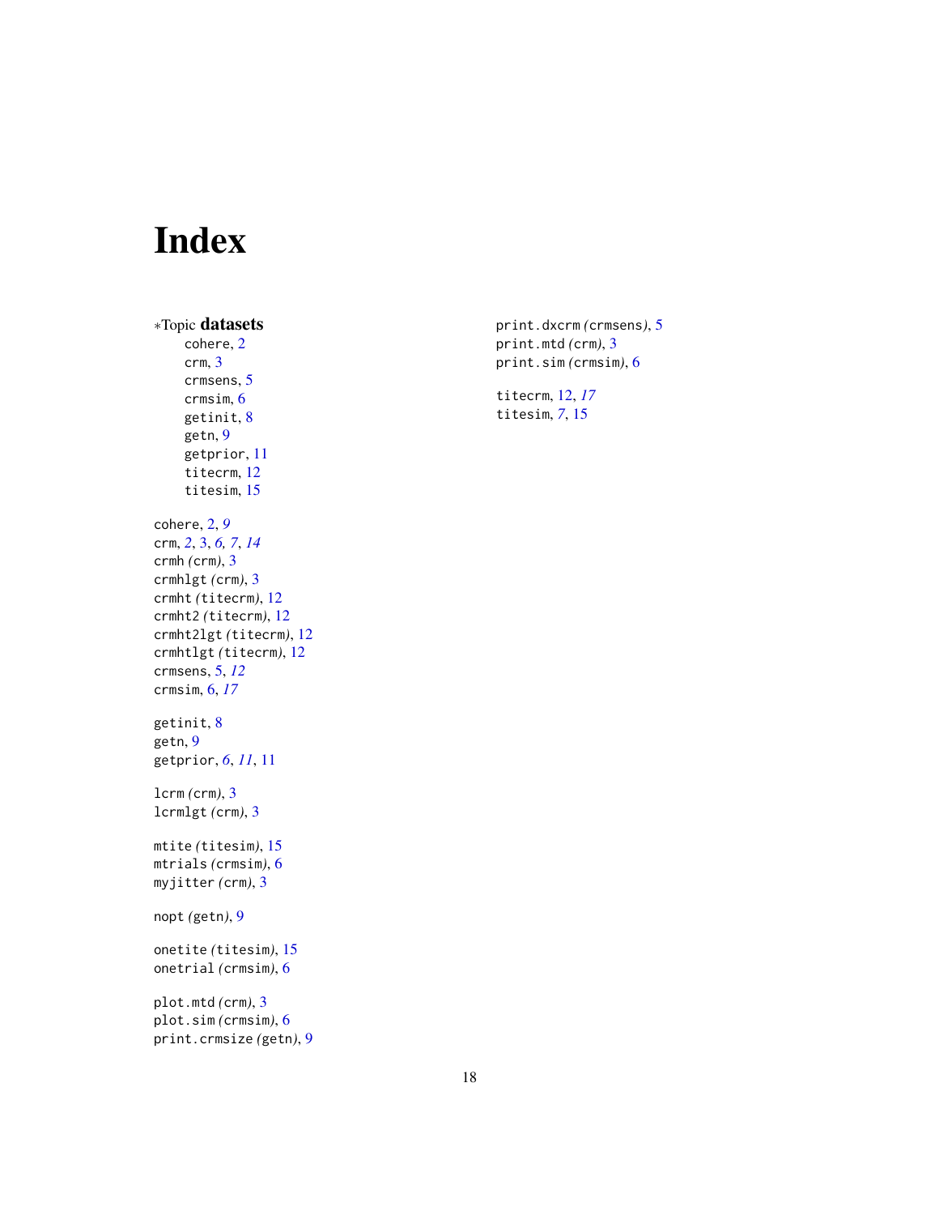# Index

∗Topic **datasets**

- cohere, 2
- crm, 3
- crmsens, 5
- crmsim, 6
- getinit, 8
- getn, 9
- getprior, 11
- titecrm, 12
- titesim, 15

cohere, 2, *9*
crm, *2*, 3, *6, 7*, *14*
crmh *(*crm*)*, 3
crmhlgt *(*crm*)*, 3
crmht *(*titecrm*)*, 12
crmht2 *(*titecrm*)*, 12
crmht2lgt *(*titecrm*)*, 12
crmhtlgt *(*titecrm*)*, 12
crmsens, 5, *12*
crmsim, 6, *17*

getinit, 8
getn, 9
getprior, *6*, *11*, 11

lcrm *(*crm*)*, 3
lcrmlgt *(*crm*)*, 3

mtite *(*titesim*)*, 15
mtrials *(*crmsim*)*, 6
myjitter *(*crm*)*, 3

nopt *(*getn*)*, 9

onetite *(*titesim*)*, 15
onetrial *(*crmsim*)*, 6

plot.mtd *(*crm*)*, 3
plot.sim *(*crmsim*)*, 6
print.crmsize *(*getn*)*, 9
print.dxcrm *(*crmsens*)*, 5
print.mtd *(*crm*)*, 3
print.sim *(*crmsim*)*, 6

titecrm, 12, *17*
titesim, *7*, 15